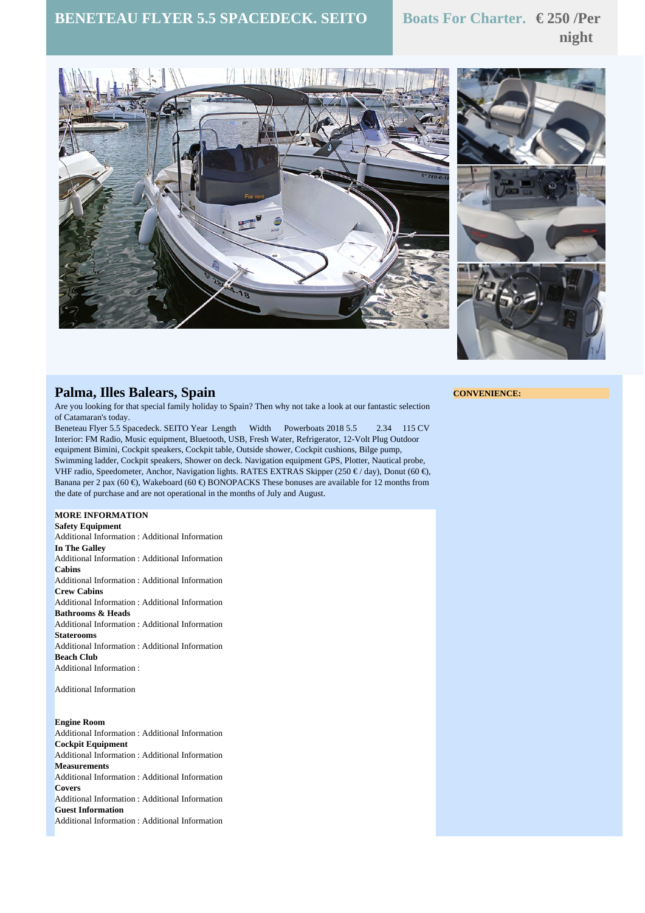# BENETEAU FLYER 5.5 SPACEDECK. SEITO

**Boats For Charter. € 250 /Per night**

## Palma, Illes Balears, Spain

Are you looking for that special family holiday to Spain? Then why not take a look at our fantastic selection of Catamaran's today.

Beneteau Flyer 5.5 Spacedeck. SEITO Year Length Width Powerboats 2018 5.5 2.34 115 CV Interior: FM Radio, Music equipment, Bluetooth, USB, Fresh Water, Refrigerator, 12-Volt Plug Outdoor equipment Bimini, Cockpit speakers, Cockpit table, Outside shower, Cockpit cushions, Bilge pump, Swimming ladder, Cockpit speakers, Shower on deck. Navigation equipment GPS, Plotter, Nautical probe, VHF radio, Speedometer, Anchor, Navigation lights. RATES EXTRAS Skipper (250 € / day), Donut (60 €), Banana per 2 pax (60 €), Wakeboard (60 €) BONOPACKS These bonuses are available for 12 months from the date of purchase and are not operational in the months of July and August.

**CONVENIENCE:**

**MORE INFORMATION**

**Safety Equipment**
Additional Information : Additional Information

**In The Galley**
Additional Information : Additional Information

**Cabins**
Additional Information : Additional Information

**Crew Cabins**
Additional Information : Additional Information

**Bathrooms & Heads**
Additional Information : Additional Information

**Staterooms**
Additional Information : Additional Information

**Beach Club**
Additional Information :

Additional Information

**Engine Room**
Additional Information : Additional Information

**Cockpit Equipment**
Additional Information : Additional Information

**Measurements**
Additional Information : Additional Information

**Covers**
Additional Information : Additional Information

**Guest Information**
Additional Information : Additional Information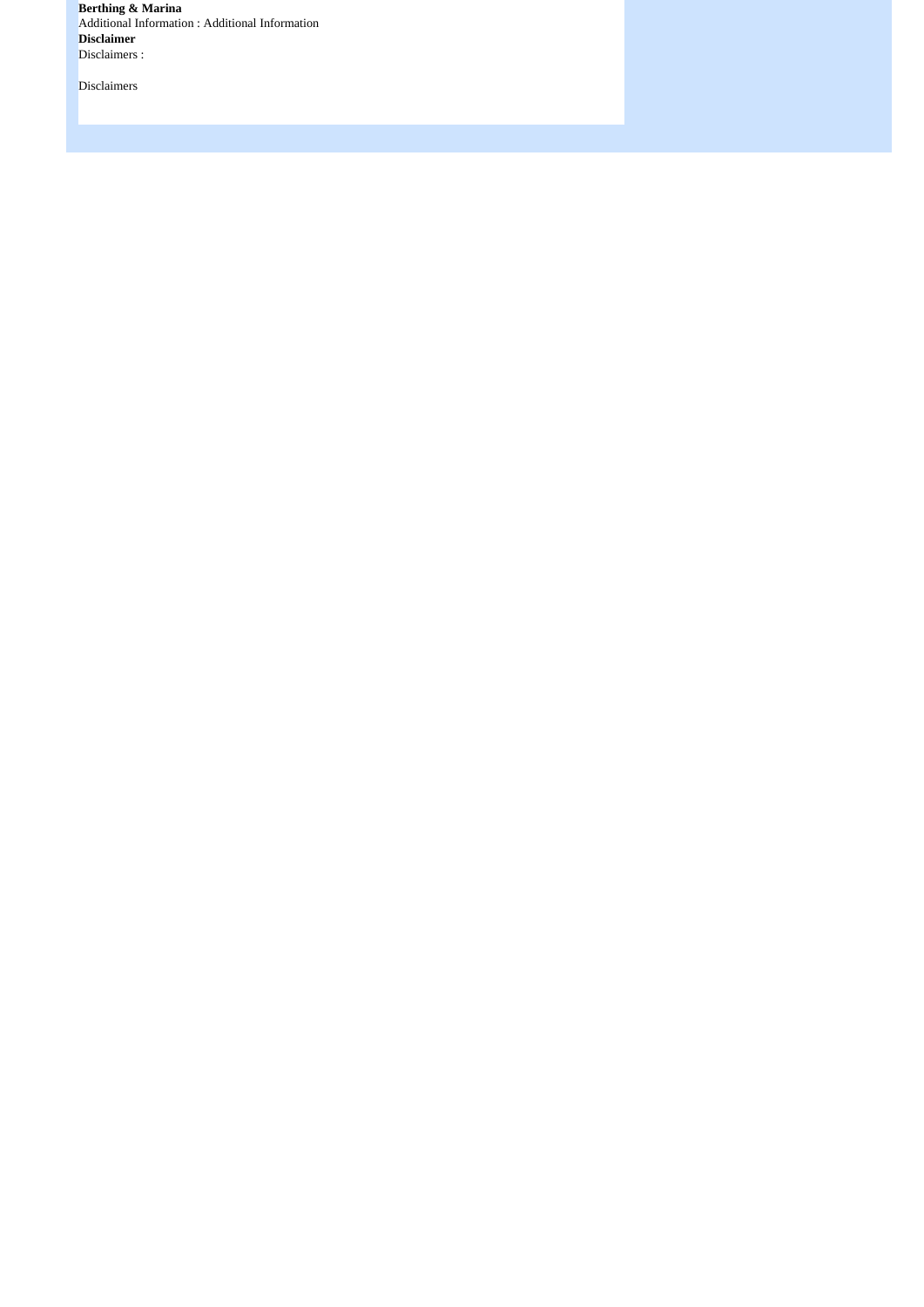**Berthing & Marina**

Additional Information : Additional Information

**Disclaimer**

Disclaimers :

Disclaimers